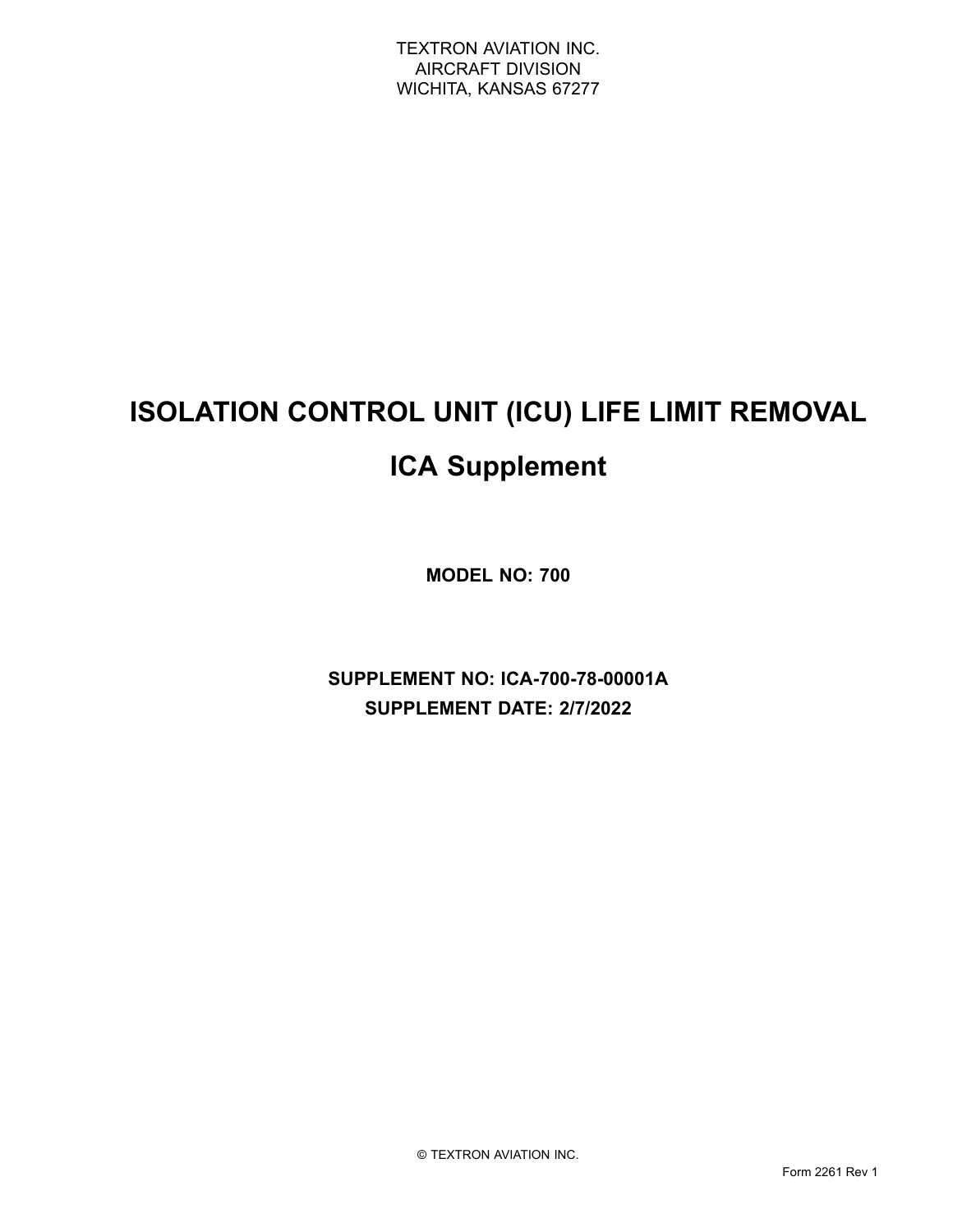TEXTRON AVIATION INC.
AIRCRAFT DIVISION
WICHITA, KANSAS 67277

# ISOLATION CONTROL UNIT (ICU) LIFE LIMIT REMOVAL

# ICA Supplement

**MODEL NO: 700**

**SUPPLEMENT NO: ICA-700-78-00001A**

**SUPPLEMENT DATE: 2/7/2022**

© TEXTRON AVIATION INC.

Form 2261 Rev 1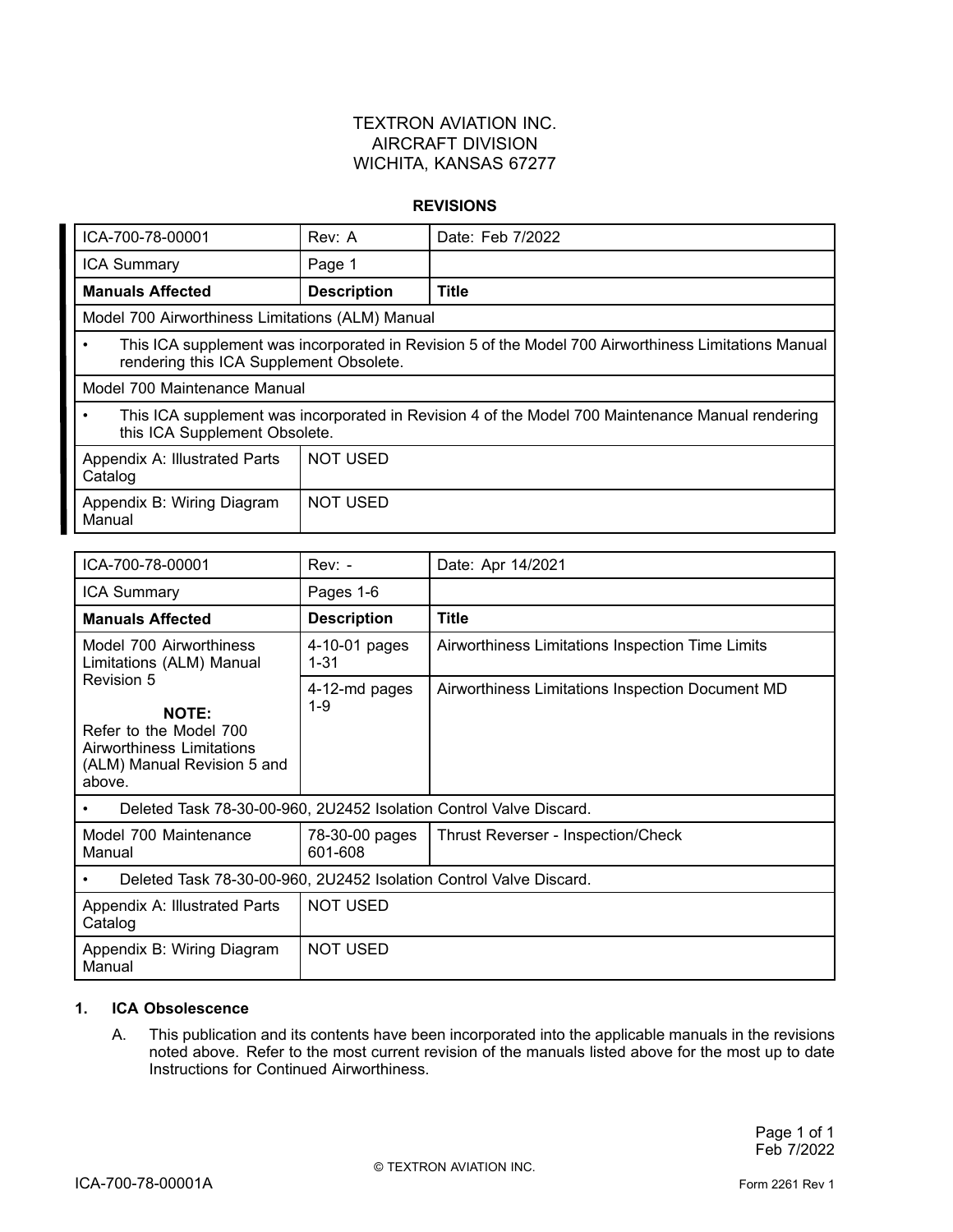TEXTRON AVIATION INC.
AIRCRAFT DIVISION
WICHITA, KANSAS 67277

**REVISIONS**

| ICA-700-78-00001 | Rev: A | Date: Feb 7/2022 |
|---|---|---|
| ICA Summary | Page 1 | |
| **Manuals Affected** | **Description** | **Title** |
| Model 700 Airworthiness Limitations (ALM) Manual | | |
| • This ICA supplement was incorporated in Revision 5 of the Model 700 Airworthiness Limitations Manual rendering this ICA Supplement Obsolete. | | |
| Model 700 Maintenance Manual | | |
| • This ICA supplement was incorporated in Revision 4 of the Model 700 Maintenance Manual rendering this ICA Supplement Obsolete. | | |
| Appendix A: Illustrated Parts Catalog | NOT USED | |
| Appendix B: Wiring Diagram Manual | NOT USED | |

| ICA-700-78-00001 | Rev: - | Date: Apr 14/2021 |
|---|---|---|
| ICA Summary | Pages 1-6 | |
| **Manuals Affected** | **Description** | **Title** |
| Model 700 Airworthiness Limitations (ALM) Manual Revision 5 **NOTE:** Refer to the Model 700 Airworthiness Limitations (ALM) Manual Revision 5 and above. | 4-10-01 pages 1-31 | Airworthiness Limitations Inspection Time Limits |
| | 4-12-md pages 1-9 | Airworthiness Limitations Inspection Document MD |
| • Deleted Task 78-30-00-960, 2U2452 Isolation Control Valve Discard. | | |
| Model 700 Maintenance Manual | 78-30-00 pages 601-608 | Thrust Reverser - Inspection/Check |
| • Deleted Task 78-30-00-960, 2U2452 Isolation Control Valve Discard. | | |
| Appendix A: Illustrated Parts Catalog | NOT USED | |
| Appendix B: Wiring Diagram Manual | NOT USED | |

**1. ICA Obsolescence**

A. This publication and its contents have been incorporated into the applicable manuals in the revisions noted above. Refer to the most current revision of the manuals listed above for the most up to date Instructions for Continued Airworthiness.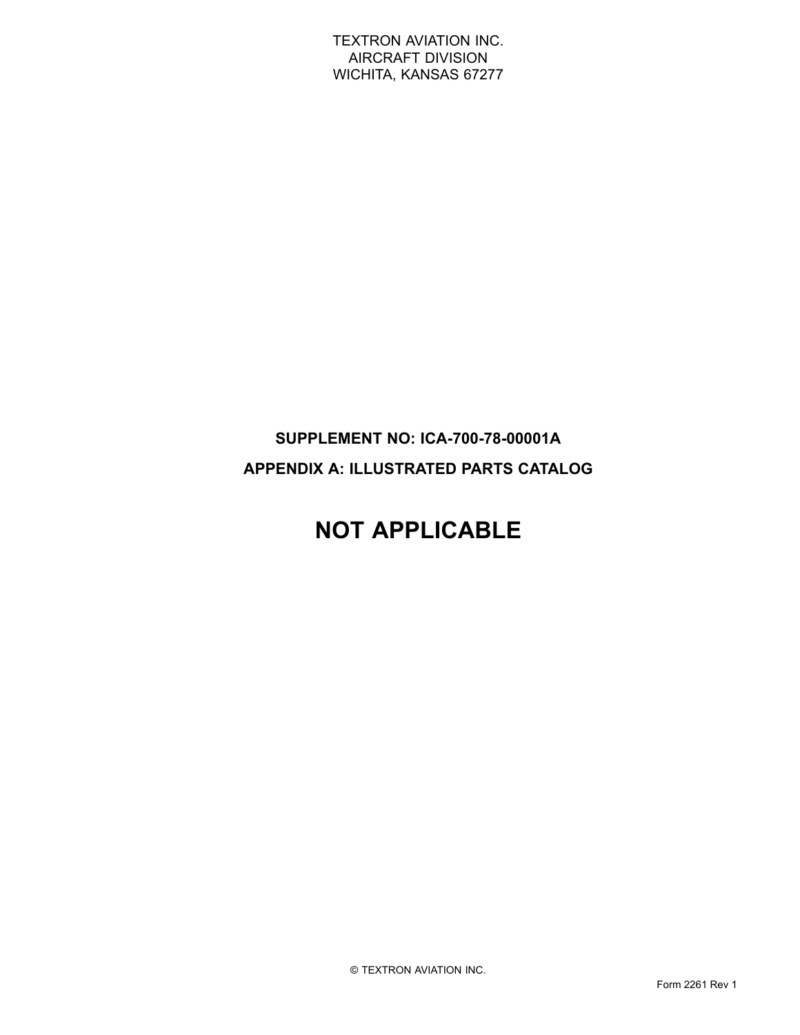TEXTRON AVIATION INC.
AIRCRAFT DIVISION
WICHITA, KANSAS 67277

**SUPPLEMENT NO: ICA-700-78-00001A**

**APPENDIX A: ILLUSTRATED PARTS CATALOG**

# NOT APPLICABLE

© TEXTRON AVIATION INC.

Form 2261 Rev 1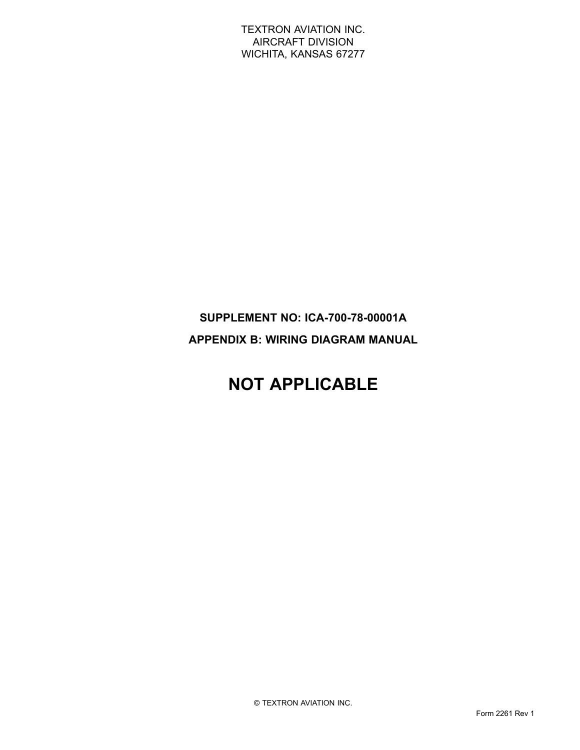TEXTRON AVIATION INC.
AIRCRAFT DIVISION
WICHITA, KANSAS 67277

**SUPPLEMENT NO: ICA-700-78-00001A**

**APPENDIX B: WIRING DIAGRAM MANUAL**

# NOT APPLICABLE

© TEXTRON AVIATION INC.

Form 2261 Rev 1